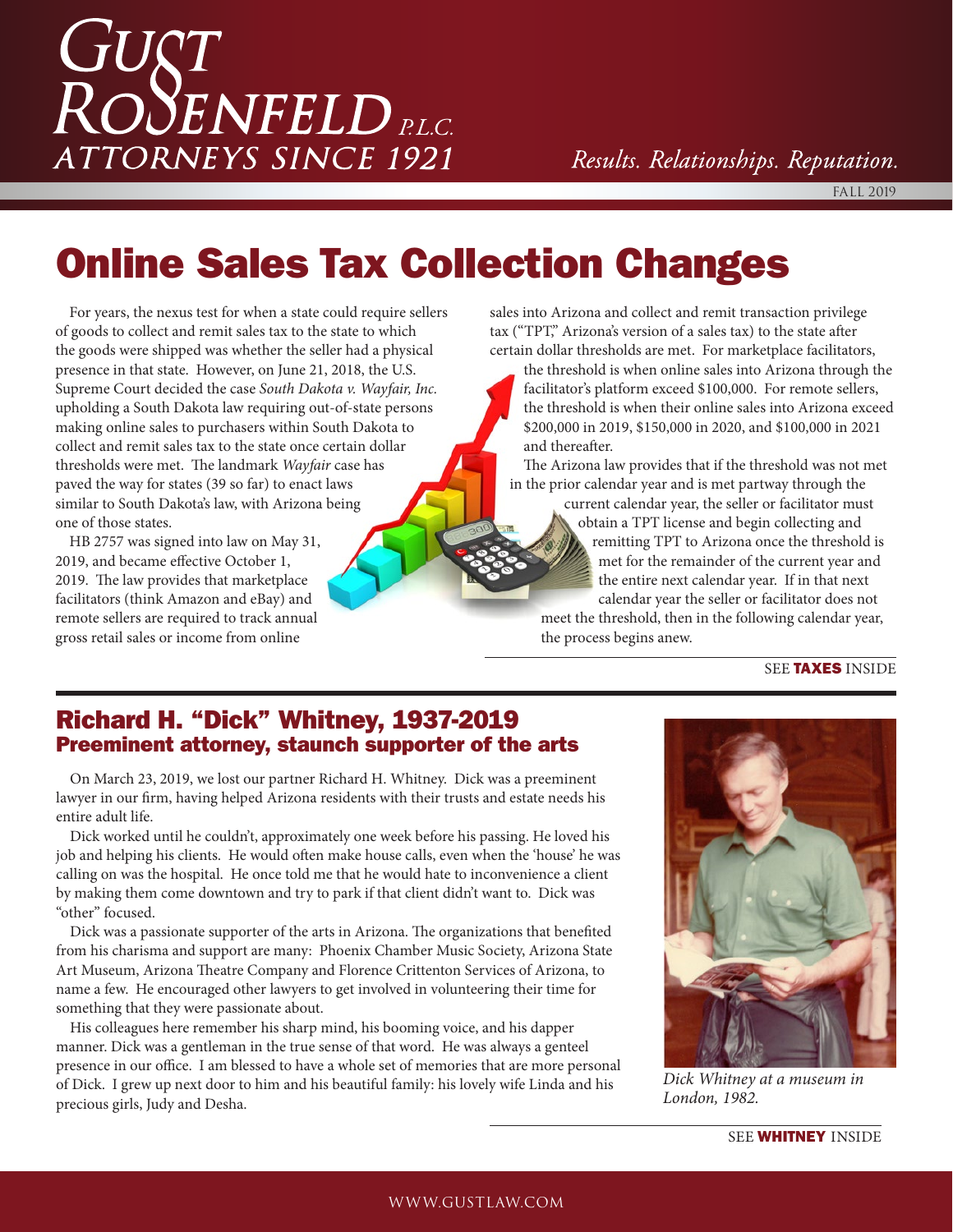# Gust Rosenfeld P.L.C.

ATTORNEYS SINCE 1921

*Results. Relationships. Reputation.*

FALL 2019

# Online Sales Tax Collection Changes

For years, the nexus test for when a state could require sellers of goods to collect and remit sales tax to the state to which the goods were shipped was whether the seller had a physical presence in that state. However, on June 21, 2018, the U.S. Supreme Court decided the case *South Dakota v. Wayfair, Inc.* upholding a South Dakota law requiring out-of-state persons making online sales to purchasers within South Dakota to collect and remit sales tax to the state once certain dollar thresholds were met. The landmark *Wayfair* case has paved the way for states (39 so far) to enact laws similar to South Dakota's law, with Arizona being one of those states.

HB 2757 was signed into law on May 31, 2019, and became effective October 1, 2019. The law provides that marketplace facilitators (think Amazon and eBay) and remote sellers are required to track annual gross retail sales or income from online sales into Arizona and collect and remit transaction privilege tax ("TPT," Arizona's version of a sales tax) to the state after certain dollar thresholds are met. For marketplace facilitators, the threshold is when online sales into Arizona through the facilitator's platform exceed $100,000. For remote sellers, the threshold is when their online sales into Arizona exceed $200,000 in 2019, $150,000 in 2020, and $100,000 in 2021 and thereafter.

The Arizona law provides that if the threshold was not met in the prior calendar year and is met partway through the current calendar year, the seller or facilitator must obtain a TPT license and begin collecting and remitting TPT to Arizona once the threshold is met for the remainder of the current year and the entire next calendar year. If in that next calendar year the seller or facilitator does not meet the threshold, then in the following calendar year, the process begins anew.

SEE **TAXES** INSIDE

## Richard H. "Dick" Whitney, 1937-2019

### Preeminent attorney, staunch supporter of the arts

On March 23, 2019, we lost our partner Richard H. Whitney. Dick was a preeminent lawyer in our firm, having helped Arizona residents with their trusts and estate needs his entire adult life.

Dick worked until he couldn't, approximately one week before his passing. He loved his job and helping his clients. He would often make house calls, even when the 'house' he was calling on was the hospital. He once told me that he would hate to inconvenience a client by making them come downtown and try to park if that client didn't want to. Dick was "other" focused.

Dick was a passionate supporter of the arts in Arizona. The organizations that benefited from his charisma and support are many: Phoenix Chamber Music Society, Arizona State Art Museum, Arizona Theatre Company and Florence Crittenton Services of Arizona, to name a few. He encouraged other lawyers to get involved in volunteering their time for something that they were passionate about.

His colleagues here remember his sharp mind, his booming voice, and his dapper manner. Dick was a gentleman in the true sense of that word. He was always a genteel presence in our office. I am blessed to have a whole set of memories that are more personal of Dick. I grew up next door to him and his beautiful family: his lovely wife Linda and his precious girls, Judy and Desha.

*Dick Whitney at a museum in London, 1982.*

SEE **WHITNEY** INSIDE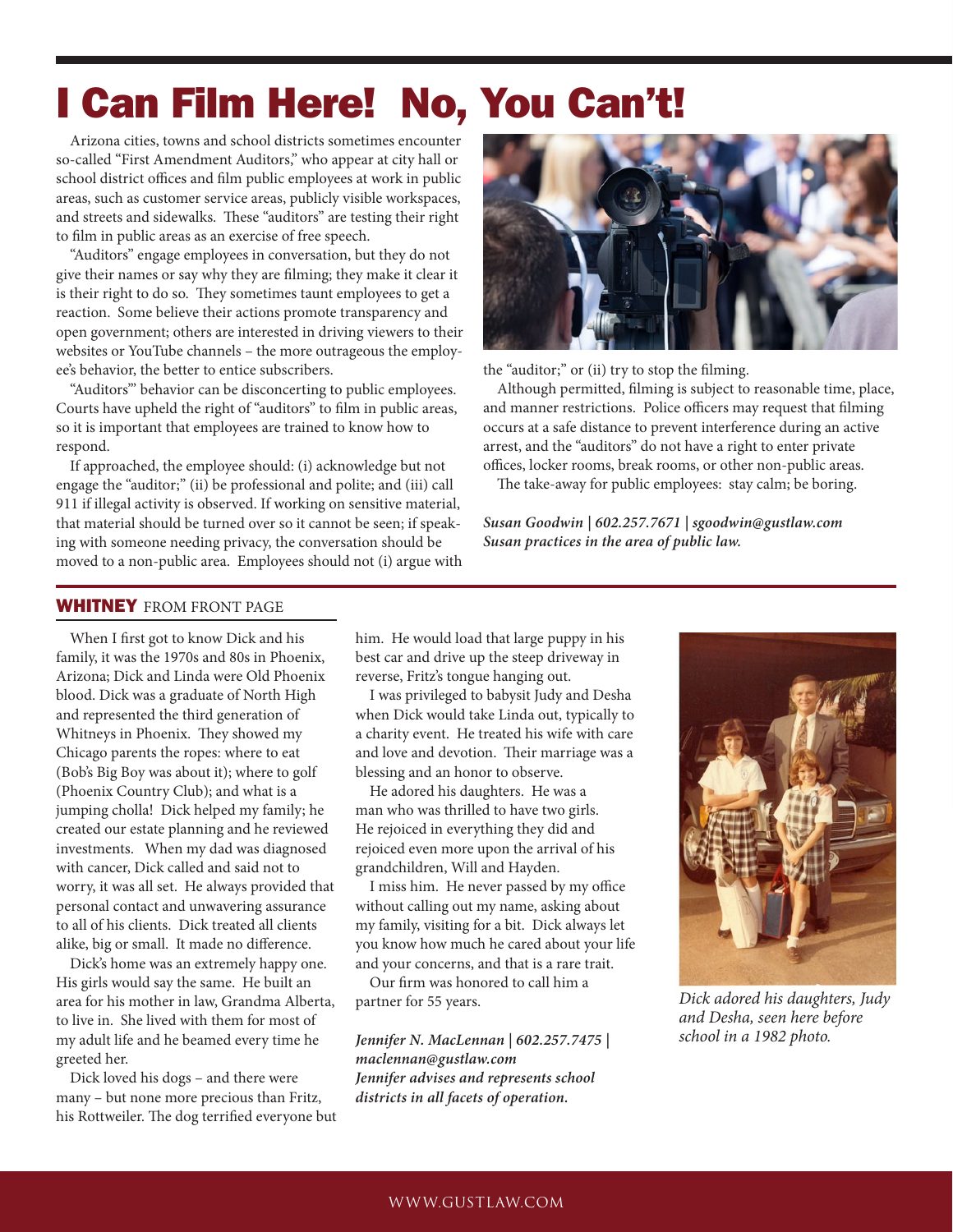# I Can Film Here! No, You Can't!

Arizona cities, towns and school districts sometimes encounter so-called "First Amendment Auditors," who appear at city hall or school district offices and film public employees at work in public areas, such as customer service areas, publicly visible workspaces, and streets and sidewalks. These "auditors" are testing their right to film in public areas as an exercise of free speech.

"Auditors" engage employees in conversation, but they do not give their names or say why they are filming; they make it clear it is their right to do so. They sometimes taunt employees to get a reaction. Some believe their actions promote transparency and open government; others are interested in driving viewers to their websites or YouTube channels – the more outrageous the employee's behavior, the better to entice subscribers.

"Auditors'" behavior can be disconcerting to public employees. Courts have upheld the right of "auditors" to film in public areas, so it is important that employees are trained to know how to respond.

If approached, the employee should: (i) acknowledge but not engage the "auditor;" (ii) be professional and polite; and (iii) call 911 if illegal activity is observed. If working on sensitive material, that material should be turned over so it cannot be seen; if speaking with someone needing privacy, the conversation should be moved to a non-public area. Employees should not (i) argue with the "auditor;" or (ii) try to stop the filming.

Although permitted, filming is subject to reasonable time, place, and manner restrictions. Police officers may request that filming occurs at a safe distance to prevent interference during an active arrest, and the "auditors" do not have a right to enter private offices, locker rooms, break rooms, or other non-public areas.

The take-away for public employees: stay calm; be boring.

***Susan Goodwin | 602.257.7671 | sgoodwin@gustlaw.com***
***Susan practices in the area of public law.***

## WHITNEY FROM FRONT PAGE

When I first got to know Dick and his family, it was the 1970s and 80s in Phoenix, Arizona; Dick and Linda were Old Phoenix blood. Dick was a graduate of North High and represented the third generation of Whitneys in Phoenix. They showed my Chicago parents the ropes: where to eat (Bob's Big Boy was about it); where to golf (Phoenix Country Club); and what is a jumping cholla! Dick helped my family; he created our estate planning and he reviewed investments. When my dad was diagnosed with cancer, Dick called and said not to worry, it was all set. He always provided that personal contact and unwavering assurance to all of his clients. Dick treated all clients alike, big or small. It made no difference.

Dick's home was an extremely happy one. His girls would say the same. He built an area for his mother in law, Grandma Alberta, to live in. She lived with them for most of my adult life and he beamed every time he greeted her.

Dick loved his dogs – and there were many – but none more precious than Fritz, his Rottweiler. The dog terrified everyone but him. He would load that large puppy in his best car and drive up the steep driveway in reverse, Fritz's tongue hanging out.

I was privileged to babysit Judy and Desha when Dick would take Linda out, typically to a charity event. He treated his wife with care and love and devotion. Their marriage was a blessing and an honor to observe.

He adored his daughters. He was a man who was thrilled to have two girls. He rejoiced in everything they did and rejoiced even more upon the arrival of his grandchildren, Will and Hayden.

I miss him. He never passed by my office without calling out my name, asking about my family, visiting for a bit. Dick always let you know how much he cared about your life and your concerns, and that is a rare trait.

Our firm was honored to call him a partner for 55 years.

***Jennifer N. MacLennan | 602.257.7475 | maclennan@gustlaw.com***
***Jennifer advises and represents school districts in all facets of operation.***

*Dick adored his daughters, Judy and Desha, seen here before school in a 1982 photo.*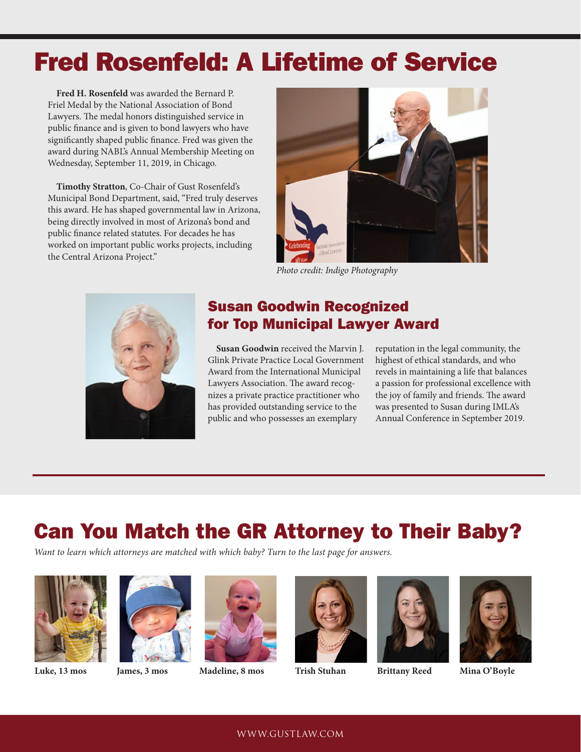# Fred Rosenfeld: A Lifetime of Service

**Fred H. Rosenfeld** was awarded the Bernard P. Friel Medal by the National Association of Bond Lawyers. The medal honors distinguished service in public finance and is given to bond lawyers who have significantly shaped public finance. Fred was given the award during NABL's Annual Membership Meeting on Wednesday, September 11, 2019, in Chicago.

**Timothy Stratton**, Co-Chair of Gust Rosenfeld's Municipal Bond Department, said, "Fred truly deserves this award. He has shaped governmental law in Arizona, being directly involved in most of Arizona's bond and public finance related statutes. For decades he has worked on important public works projects, including the Central Arizona Project."

*Photo credit: Indigo Photography*

## Susan Goodwin Recognized for Top Municipal Lawyer Award

**Susan Goodwin** received the Marvin J. Glink Private Practice Local Government Award from the International Municipal Lawyers Association. The award recognizes a private practice practitioner who has provided outstanding service to the public and who possesses an exemplary reputation in the legal community, the highest of ethical standards, and who revels in maintaining a life that balances a passion for professional excellence with the joy of family and friends. The award was presented to Susan during IMLA's Annual Conference in September 2019.

# Can You Match the GR Attorney to Their Baby?

*Want to learn which attorneys are matched with which baby? Turn to the last page for answers.*

**Luke, 13 mos**

**James, 3 mos**

**Madeline, 8 mos**

**Trish Stuhan**

**Brittany Reed**

**Mina O'Boyle**

WWW.GUSTLAW.COM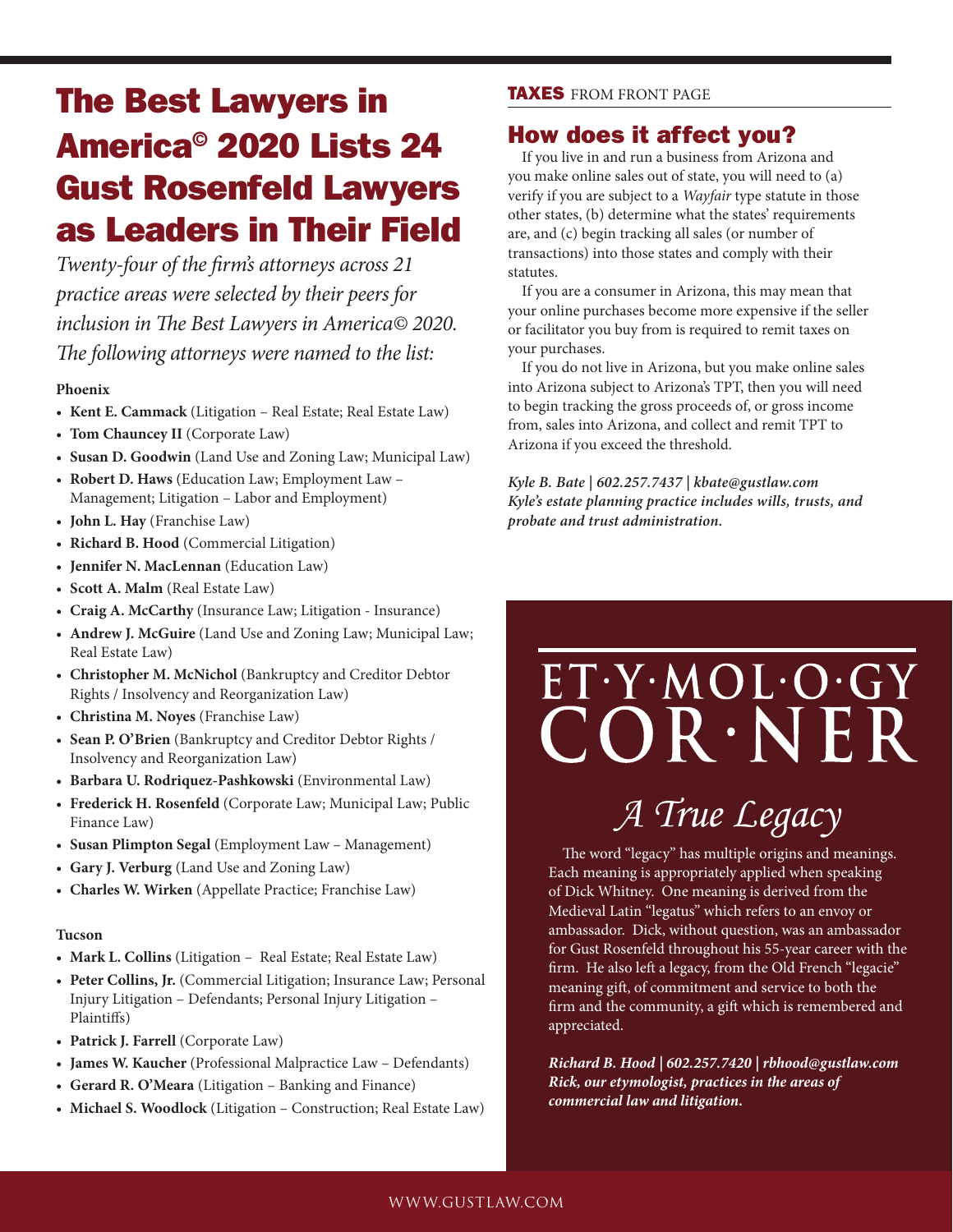# The Best Lawyers in America© 2020 Lists 24 Gust Rosenfeld Lawyers as Leaders in Their Field

*Twenty-four of the firm's attorneys across 21 practice areas were selected by their peers for inclusion in The Best Lawyers in America© 2020. The following attorneys were named to the list:*

**Phoenix**

- **Kent E. Cammack** (Litigation – Real Estate; Real Estate Law)
- **Tom Chauncey II** (Corporate Law)
- **Susan D. Goodwin** (Land Use and Zoning Law; Municipal Law)
- **Robert D. Haws** (Education Law; Employment Law – Management; Litigation – Labor and Employment)
- **John L. Hay** (Franchise Law)
- **Richard B. Hood** (Commercial Litigation)
- **Jennifer N. MacLennan** (Education Law)
- **Scott A. Malm** (Real Estate Law)
- **Craig A. McCarthy** (Insurance Law; Litigation - Insurance)
- **Andrew J. McGuire** (Land Use and Zoning Law; Municipal Law; Real Estate Law)
- **Christopher M. McNichol** (Bankruptcy and Creditor Debtor Rights / Insolvency and Reorganization Law)
- **Christina M. Noyes** (Franchise Law)
- **Sean P. O'Brien** (Bankruptcy and Creditor Debtor Rights / Insolvency and Reorganization Law)
- **Barbara U. Rodriquez-Pashkowski** (Environmental Law)
- **Frederick H. Rosenfeld** (Corporate Law; Municipal Law; Public Finance Law)
- **Susan Plimpton Segal** (Employment Law – Management)
- **Gary J. Verburg** (Land Use and Zoning Law)
- **Charles W. Wirken** (Appellate Practice; Franchise Law)

**Tucson**

- **Mark L. Collins** (Litigation – Real Estate; Real Estate Law)
- **Peter Collins, Jr.** (Commercial Litigation; Insurance Law; Personal Injury Litigation – Defendants; Personal Injury Litigation – Plaintiffs)
- **Patrick J. Farrell** (Corporate Law)
- **James W. Kaucher** (Professional Malpractice Law – Defendants)
- **Gerard R. O'Meara** (Litigation – Banking and Finance)
- **Michael S. Woodlock** (Litigation – Construction; Real Estate Law)

**TAXES** FROM FRONT PAGE

## How does it affect you?

If you live in and run a business from Arizona and you make online sales out of state, you will need to (a) verify if you are subject to a *Wayfair* type statute in those other states, (b) determine what the states' requirements are, and (c) begin tracking all sales (or number of transactions) into those states and comply with their statutes.

If you are a consumer in Arizona, this may mean that your online purchases become more expensive if the seller or facilitator you buy from is required to remit taxes on your purchases.

If you do not live in Arizona, but you make online sales into Arizona subject to Arizona's TPT, then you will need to begin tracking the gross proceeds of, or gross income from, sales into Arizona, and collect and remit TPT to Arizona if you exceed the threshold.

***Kyle B. Bate | 602.257.7437 | kbate@gustlaw.com***
***Kyle's estate planning practice includes wills, trusts, and probate and trust administration.***

# ET·Y·MOL·O·GY COR·NER

## *A True Legacy*

The word "legacy" has multiple origins and meanings. Each meaning is appropriately applied when speaking of Dick Whitney. One meaning is derived from the Medieval Latin "legatus" which refers to an envoy or ambassador. Dick, without question, was an ambassador for Gust Rosenfeld throughout his 55-year career with the firm. He also left a legacy, from the Old French "legacie" meaning gift, of commitment and service to both the firm and the community, a gift which is remembered and appreciated.

***Richard B. Hood | 602.257.7420 | rbhood@gustlaw.com***
***Rick, our etymologist, practices in the areas of commercial law and litigation.***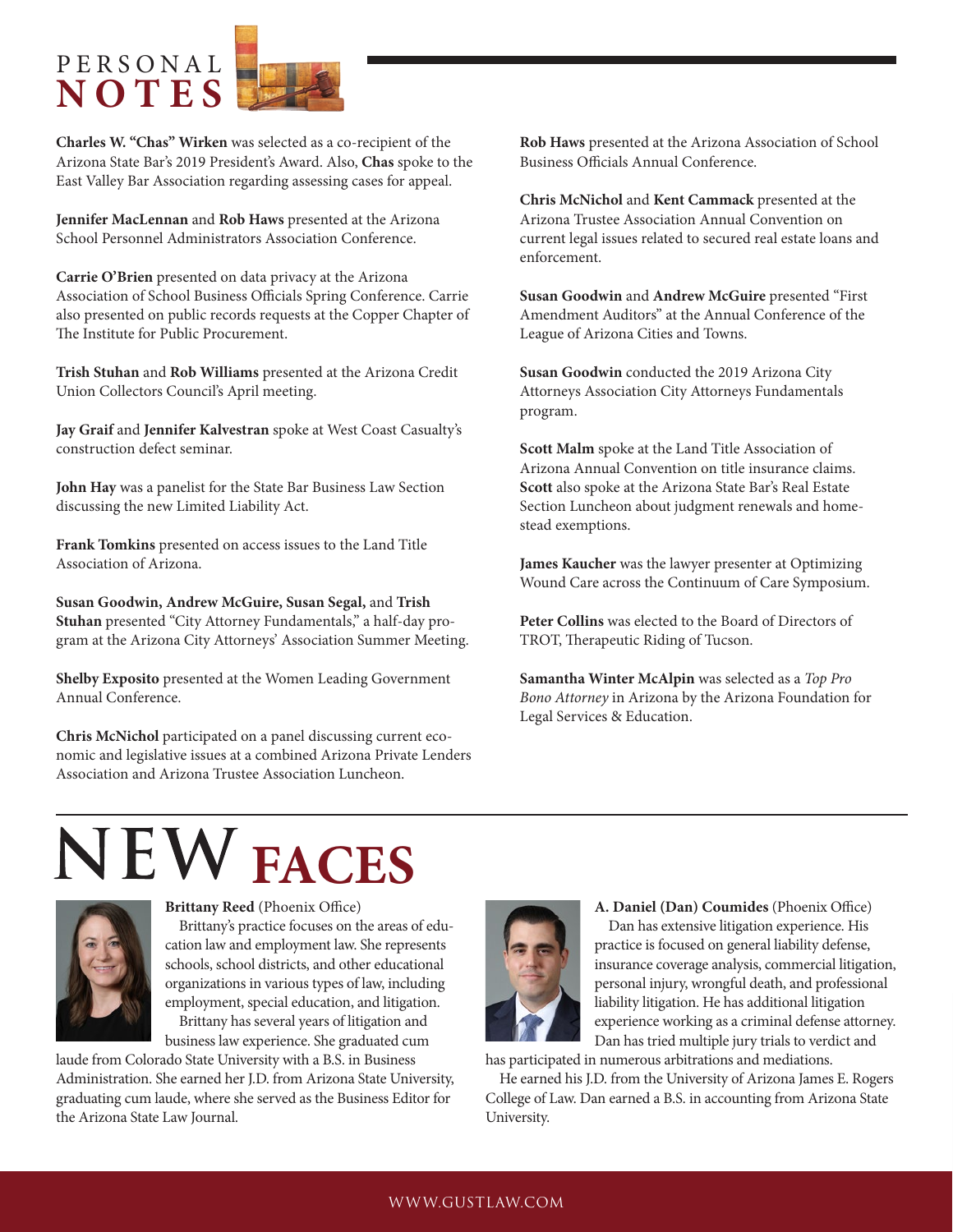# PERSONAL NOTES

**Charles W. "Chas" Wirken** was selected as a co-recipient of the Arizona State Bar's 2019 President's Award. Also, **Chas** spoke to the East Valley Bar Association regarding assessing cases for appeal.

**Jennifer MacLennan** and **Rob Haws** presented at the Arizona School Personnel Administrators Association Conference.

**Carrie O'Brien** presented on data privacy at the Arizona Association of School Business Officials Spring Conference. Carrie also presented on public records requests at the Copper Chapter of The Institute for Public Procurement.

**Trish Stuhan** and **Rob Williams** presented at the Arizona Credit Union Collectors Council's April meeting.

**Jay Graif** and **Jennifer Kalvestran** spoke at West Coast Casualty's construction defect seminar.

**John Hay** was a panelist for the State Bar Business Law Section discussing the new Limited Liability Act.

**Frank Tomkins** presented on access issues to the Land Title Association of Arizona.

**Susan Goodwin, Andrew McGuire, Susan Segal,** and **Trish Stuhan** presented "City Attorney Fundamentals," a half-day program at the Arizona City Attorneys' Association Summer Meeting.

**Shelby Exposito** presented at the Women Leading Government Annual Conference.

**Chris McNichol** participated on a panel discussing current economic and legislative issues at a combined Arizona Private Lenders Association and Arizona Trustee Association Luncheon.

**Rob Haws** presented at the Arizona Association of School Business Officials Annual Conference.

**Chris McNichol** and **Kent Cammack** presented at the Arizona Trustee Association Annual Convention on current legal issues related to secured real estate loans and enforcement.

**Susan Goodwin** and **Andrew McGuire** presented "First Amendment Auditors" at the Annual Conference of the League of Arizona Cities and Towns.

**Susan Goodwin** conducted the 2019 Arizona City Attorneys Association City Attorneys Fundamentals program.

**Scott Malm** spoke at the Land Title Association of Arizona Annual Convention on title insurance claims. **Scott** also spoke at the Arizona State Bar's Real Estate Section Luncheon about judgment renewals and homestead exemptions.

**James Kaucher** was the lawyer presenter at Optimizing Wound Care across the Continuum of Care Symposium.

**Peter Collins** was elected to the Board of Directors of TROT, Therapeutic Riding of Tucson.

**Samantha Winter McAlpin** was selected as a *Top Pro Bono Attorney* in Arizona by the Arizona Foundation for Legal Services & Education.

# NEW FACES

**Brittany Reed** (Phoenix Office)

Brittany's practice focuses on the areas of education law and employment law. She represents schools, school districts, and other educational organizations in various types of law, including employment, special education, and litigation.

Brittany has several years of litigation and business law experience. She graduated cum laude from Colorado State University with a B.S. in Business Administration. She earned her J.D. from Arizona State University, graduating cum laude, where she served as the Business Editor for the Arizona State Law Journal.

**A. Daniel (Dan) Coumides** (Phoenix Office)

Dan has extensive litigation experience. His practice is focused on general liability defense, insurance coverage analysis, commercial litigation, personal injury, wrongful death, and professional liability litigation. He has additional litigation experience working as a criminal defense attorney. Dan has tried multiple jury trials to verdict and has participated in numerous arbitrations and mediations.

He earned his J.D. from the University of Arizona James E. Rogers College of Law. Dan earned a B.S. in accounting from Arizona State University.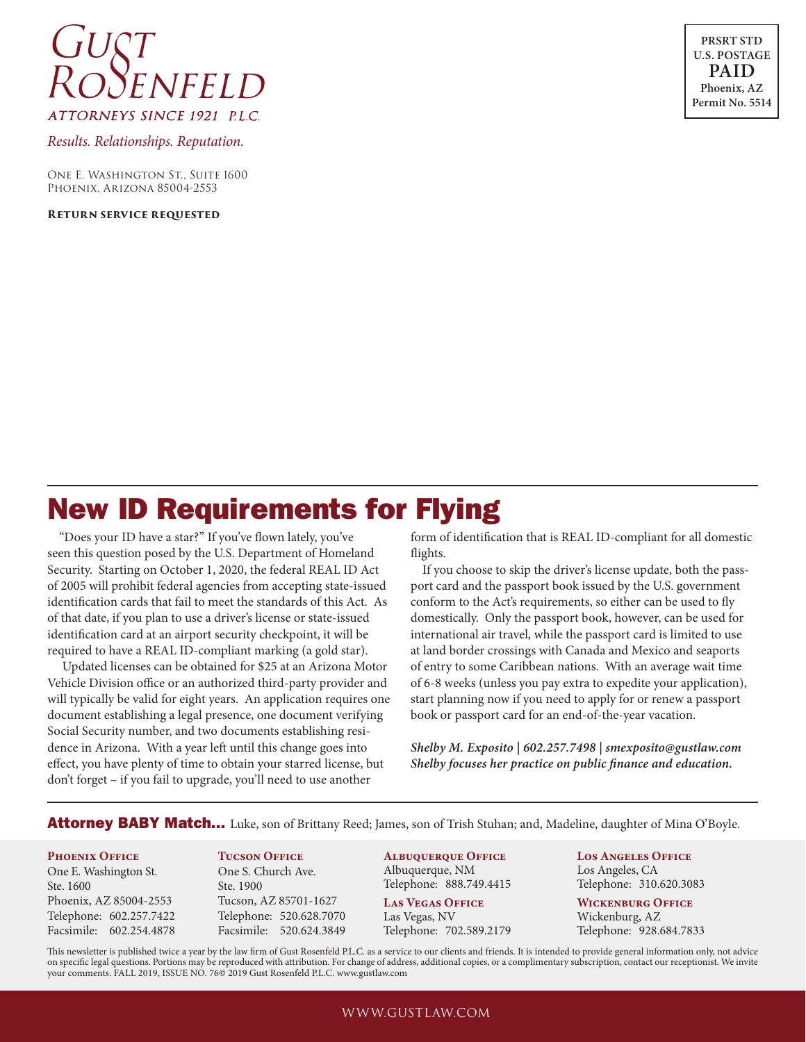# GUST ROSENFELD

ATTORNEYS SINCE 1921 P.L.C.

*Results. Relationships. Reputation.*

One E. Washington St., Suite 1600
Phoenix, Arizona 85004-2553

**Return service requested**

PRSRT STD
U.S. POSTAGE
**PAID**
Phoenix, AZ
Permit No. 5514

## New ID Requirements for Flying

"Does your ID have a star?" If you've flown lately, you've seen this question posed by the U.S. Department of Homeland Security. Starting on October 1, 2020, the federal REAL ID Act of 2005 will prohibit federal agencies from accepting state-issued identification cards that fail to meet the standards of this Act. As of that date, if you plan to use a driver's license or state-issued identification card at an airport security checkpoint, it will be required to have a REAL ID-compliant marking (a gold star).

Updated licenses can be obtained for $25 at an Arizona Motor Vehicle Division office or an authorized third-party provider and will typically be valid for eight years. An application requires one document establishing a legal presence, one document verifying Social Security number, and two documents establishing residence in Arizona. With a year left until this change goes into effect, you have plenty of time to obtain your starred license, but don't forget – if you fail to upgrade, you'll need to use another form of identification that is REAL ID-compliant for all domestic flights.

If you choose to skip the driver's license update, both the passport card and the passport book issued by the U.S. government conform to the Act's requirements, so either can be used to fly domestically. Only the passport book, however, can be used for international air travel, while the passport card is limited to use at land border crossings with Canada and Mexico and seaports of entry to some Caribbean nations. With an average wait time of 6-8 weeks (unless you pay extra to expedite your application), start planning now if you need to apply for or renew a passport book or passport card for an end-of-the-year vacation.

***Shelby M. Exposito | 602.257.7498 | smexposito@gustlaw.com***
***Shelby focuses her practice on public finance and education.***

**Attorney BABY Match...** Luke, son of Brittany Reed; James, son of Trish Stuhan; and, Madeline, daughter of Mina O'Boyle.

**Phoenix Office**
One E. Washington St.
Ste. 1600
Phoenix, AZ 85004-2553
Telephone: 602.257.7422
Facsimile: 602.254.4878

**Tucson Office**
One S. Church Ave.
Ste. 1900
Tucson, AZ 85701-1627
Telephone: 520.628.7070
Facsimile: 520.624.3849

**Albuquerque Office**
Albuquerque, NM
Telephone: 888.749.4415

**Las Vegas Office**
Las Vegas, NV
Telephone: 702.589.2179

**Los Angeles Office**
Los Angeles, CA
Telephone: 310.620.3083

**Wickenburg Office**
Wickenburg, AZ
Telephone: 928.684.7833

This newsletter is published twice a year by the law firm of Gust Rosenfeld P.L.C. as a service to our clients and friends. It is intended to provide general information only, not advice on specific legal questions. Portions may be reproduced with attribution. For change of address, additional copies, or a complimentary subscription, contact our receptionist. We invite your comments. FALL 2019, ISSUE NO. 76© 2019 Gust Rosenfeld P.L.C. www.gustlaw.com

WWW.GUSTLAW.COM